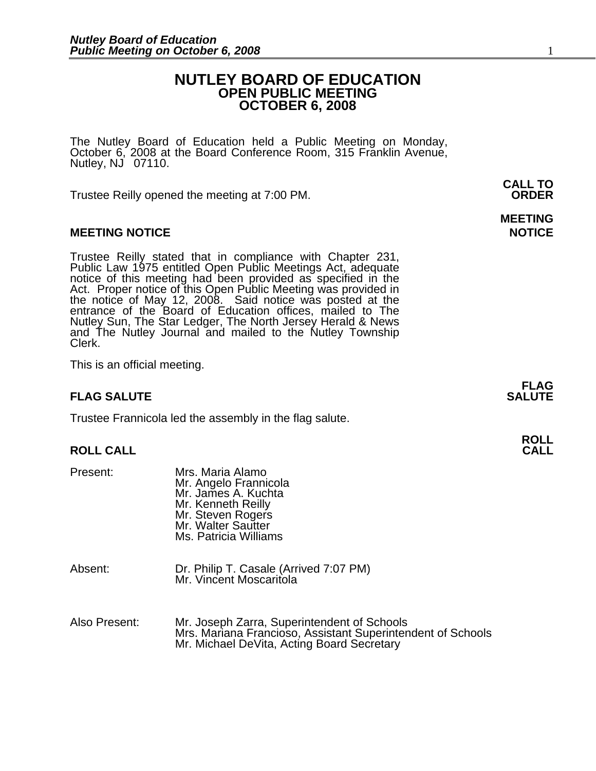# NUTLEY BOARD OF EDUCATION
## OPEN PUBLIC MEETING
## OCTOBER 6, 2008

The Nutley Board of Education held a Public Meeting on Monday, October 6, 2008 at the Board Conference Room, 315 Franklin Avenue, Nutley, NJ 07110.

**CALL TO ORDER**

Trustee Reilly opened the meeting at 7:00 PM.

**MEETING NOTICE**

Trustee Reilly stated that in compliance with Chapter 231, Public Law 1975 entitled Open Public Meetings Act, adequate notice of this meeting had been provided as specified in the Act. Proper notice of this Open Public Meeting was provided in the notice of May 12, 2008. Said notice was posted at the entrance of the Board of Education offices, mailed to The Nutley Sun, The Star Ledger, The North Jersey Herald & News and The Nutley Journal and mailed to the Nutley Township Clerk.

This is an official meeting.

**FLAG SALUTE**

Trustee Frannicola led the assembly in the flag salute.

**ROLL CALL**

Present:
- Mrs. Maria Alamo
- Mr. Angelo Frannicola
- Mr. James A. Kuchta
- Mr. Kenneth Reilly
- Mr. Steven Rogers
- Mr. Walter Sautter
- Ms. Patricia Williams

Absent:
- Dr. Philip T. Casale (Arrived 7:07 PM)
- Mr. Vincent Moscaritola

Also Present:
- Mr. Joseph Zarra, Superintendent of Schools
- Mrs. Mariana Francioso, Assistant Superintendent of Schools
- Mr. Michael DeVita, Acting Board Secretary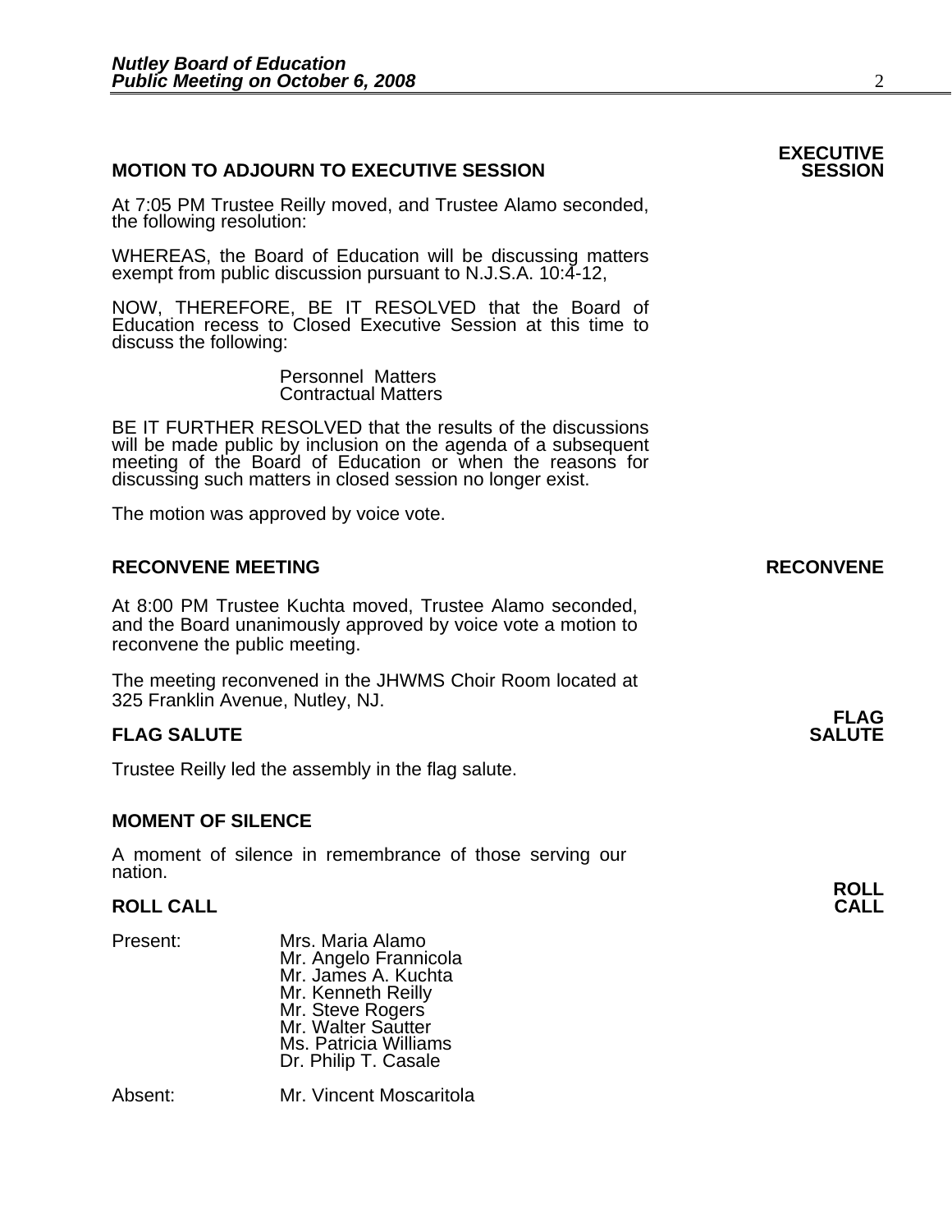**MOTION TO ADJOURN TO EXECUTIVE SESSION** — **EXECUTIVE SESSION**

At 7:05 PM Trustee Reilly moved, and Trustee Alamo seconded, the following resolution:

WHEREAS, the Board of Education will be discussing matters exempt from public discussion pursuant to N.J.S.A. 10:4-12,

NOW, THEREFORE, BE IT RESOLVED that the Board of Education recess to Closed Executive Session at this time to discuss the following:

Personnel Matters
Contractual Matters

BE IT FURTHER RESOLVED that the results of the discussions will be made public by inclusion on the agenda of a subsequent meeting of the Board of Education or when the reasons for discussing such matters in closed session no longer exist.

The motion was approved by voice vote.

**RECONVENE MEETING** — **RECONVENE**

At 8:00 PM Trustee Kuchta moved, Trustee Alamo seconded, and the Board unanimously approved by voice vote a motion to reconvene the public meeting.

The meeting reconvened in the JHWMS Choir Room located at 325 Franklin Avenue, Nutley, NJ.

**FLAG SALUTE** — **FLAG SALUTE**

Trustee Reilly led the assembly in the flag salute.

**MOMENT OF SILENCE**

A moment of silence in remembrance of those serving our nation.

**ROLL CALL** — **ROLL CALL**

Present:
Mrs. Maria Alamo
Mr. Angelo Frannicola
Mr. James A. Kuchta
Mr. Kenneth Reilly
Mr. Steve Rogers
Mr. Walter Sautter
Ms. Patricia Williams
Dr. Philip T. Casale

Absent:
Mr. Vincent Moscaritola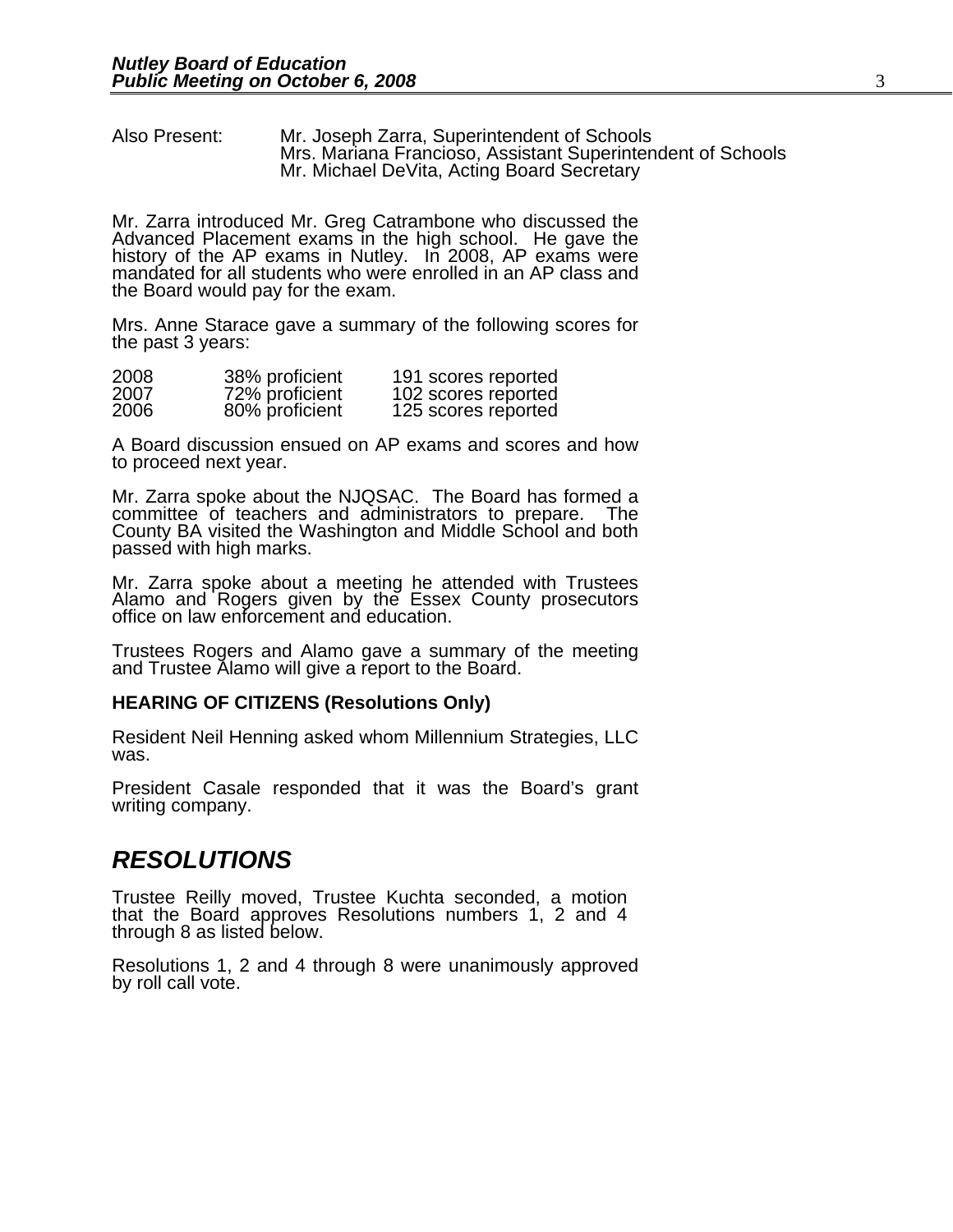Also Present: Mr. Joseph Zarra, Superintendent of Schools
Mrs. Mariana Francioso, Assistant Superintendent of Schools
Mr. Michael DeVita, Acting Board Secretary

Mr. Zarra introduced Mr. Greg Catrambone who discussed the Advanced Placement exams in the high school. He gave the history of the AP exams in Nutley. In 2008, AP exams were mandated for all students who were enrolled in an AP class and the Board would pay for the exam.

Mrs. Anne Starace gave a summary of the following scores for the past 3 years:

| | | |
|---|---|---|
| 2008 | 38% proficient | 191 scores reported |
| 2007 | 72% proficient | 102 scores reported |
| 2006 | 80% proficient | 125 scores reported |

A Board discussion ensued on AP exams and scores and how to proceed next year.

Mr. Zarra spoke about the NJQSAC. The Board has formed a committee of teachers and administrators to prepare. The County BA visited the Washington and Middle School and both passed with high marks.

Mr. Zarra spoke about a meeting he attended with Trustees Alamo and Rogers given by the Essex County prosecutors office on law enforcement and education.

Trustees Rogers and Alamo gave a summary of the meeting and Trustee Alamo will give a report to the Board.

**HEARING OF CITIZENS (Resolutions Only)**

Resident Neil Henning asked whom Millennium Strategies, LLC was.

President Casale responded that it was the Board's grant writing company.

## *RESOLUTIONS*

Trustee Reilly moved, Trustee Kuchta seconded, a motion that the Board approves Resolutions numbers 1, 2 and 4 through 8 as listed below.

Resolutions 1, 2 and 4 through 8 were unanimously approved by roll call vote.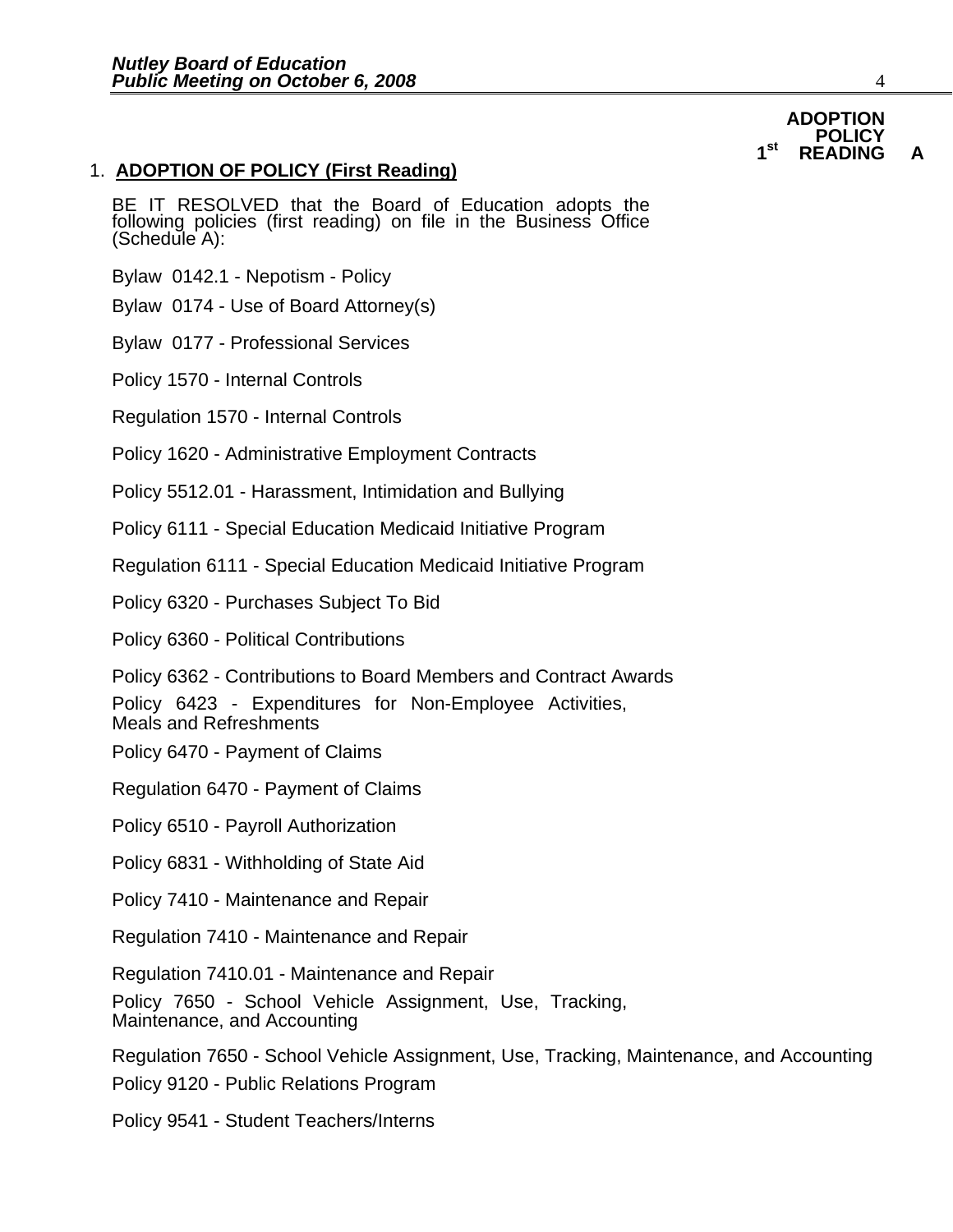ADOPTION POLICY 1st READING A

1. **ADOPTION OF POLICY (First Reading)**

BE IT RESOLVED that the Board of Education adopts the following policies (first reading) on file in the Business Office (Schedule A):

Bylaw 0142.1 - Nepotism - Policy

Bylaw 0174 - Use of Board Attorney(s)

Bylaw 0177 - Professional Services

Policy 1570 - Internal Controls

Regulation 1570 - Internal Controls

Policy 1620 - Administrative Employment Contracts

Policy 5512.01 - Harassment, Intimidation and Bullying

Policy 6111 - Special Education Medicaid Initiative Program

Regulation 6111 - Special Education Medicaid Initiative Program

Policy 6320 - Purchases Subject To Bid

Policy 6360 - Political Contributions

Policy 6362 - Contributions to Board Members and Contract Awards

Policy 6423 - Expenditures for Non-Employee Activities, Meals and Refreshments

Policy 6470 - Payment of Claims

Regulation 6470 - Payment of Claims

Policy 6510 - Payroll Authorization

Policy 6831 - Withholding of State Aid

Policy 7410 - Maintenance and Repair

Regulation 7410 - Maintenance and Repair

Regulation 7410.01 - Maintenance and Repair

Policy 7650 - School Vehicle Assignment, Use, Tracking, Maintenance, and Accounting

Regulation 7650 - School Vehicle Assignment, Use, Tracking, Maintenance, and Accounting

Policy 9120 - Public Relations Program

Policy 9541 - Student Teachers/Interns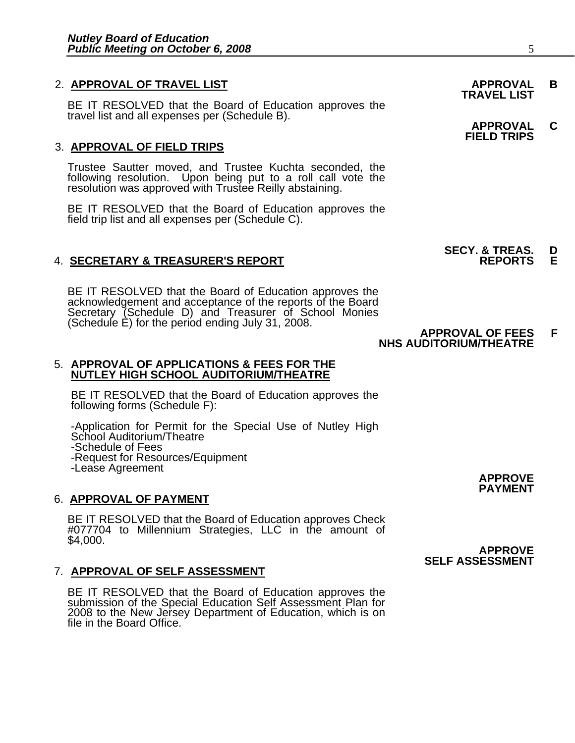2. **APPROVAL OF TRAVEL LIST**

**APPROVAL TRAVEL LIST** **B**

BE IT RESOLVED that the Board of Education approves the travel list and all expenses per (Schedule B).

**APPROVAL FIELD TRIPS** **C**

3. **APPROVAL OF FIELD TRIPS**

Trustee Sautter moved, and Trustee Kuchta seconded, the following resolution. Upon being put to a roll call vote the resolution was approved with Trustee Reilly abstaining.

BE IT RESOLVED that the Board of Education approves the field trip list and all expenses per (Schedule C).

**SECY. & TREAS. REPORTS** **D E**

4. **SECRETARY & TREASURER'S REPORT**

BE IT RESOLVED that the Board of Education approves the acknowledgement and acceptance of the reports of the Board Secretary (Schedule D) and Treasurer of School Monies (Schedule E) for the period ending July 31, 2008.

**APPROVAL OF FEES NHS AUDITORIUM/THEATRE** **F**

5. **APPROVAL OF APPLICATIONS & FEES FOR THE NUTLEY HIGH SCHOOL AUDITORIUM/THEATRE**

BE IT RESOLVED that the Board of Education approves the following forms (Schedule F):

-Application for Permit for the Special Use of Nutley High School Auditorium/Theatre
-Schedule of Fees
-Request for Resources/Equipment
-Lease Agreement

**APPROVE PAYMENT**

6. **APPROVAL OF PAYMENT**

BE IT RESOLVED that the Board of Education approves Check #077704 to Millennium Strategies, LLC in the amount of $4,000.

**APPROVE SELF ASSESSMENT**

7. **APPROVAL OF SELF ASSESSMENT**

BE IT RESOLVED that the Board of Education approves the submission of the Special Education Self Assessment Plan for 2008 to the New Jersey Department of Education, which is on file in the Board Office.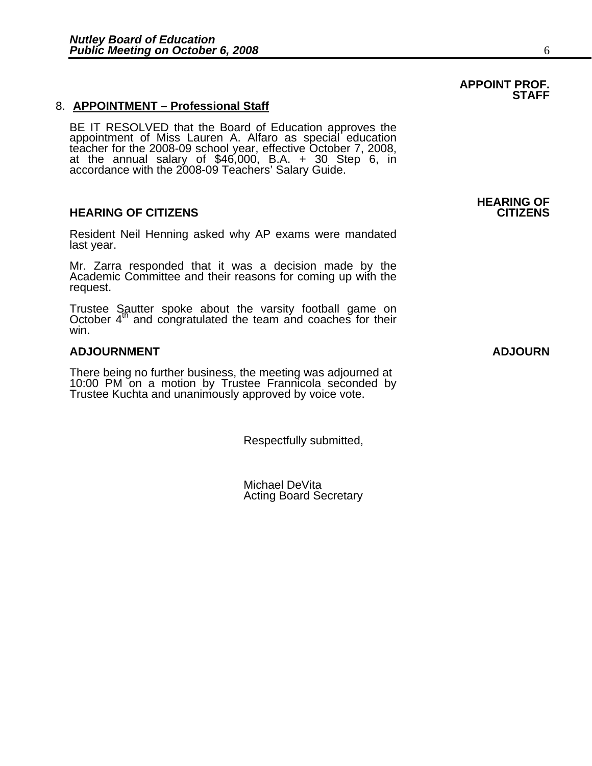**APPOINT PROF. STAFF**

8. **APPOINTMENT – Professional Staff**

BE IT RESOLVED that the Board of Education approves the appointment of Miss Lauren A. Alfaro as special education teacher for the 2008-09 school year, effective October 7, 2008, at the annual salary of $46,000, B.A. + 30 Step 6, in accordance with the 2008-09 Teachers' Salary Guide.

**HEARING OF CITIZENS**

**HEARING OF CITIZENS**

Resident Neil Henning asked why AP exams were mandated last year.

Mr. Zarra responded that it was a decision made by the Academic Committee and their reasons for coming up with the request.

Trustee Sautter spoke about the varsity football game on October 4th and congratulated the team and coaches for their win.

**ADJOURNMENT**

**ADJOURN**

There being no further business, the meeting was adjourned at 10:00 PM on a motion by Trustee Frannicola seconded by Trustee Kuchta and unanimously approved by voice vote.

Respectfully submitted,

Michael DeVita
Acting Board Secretary